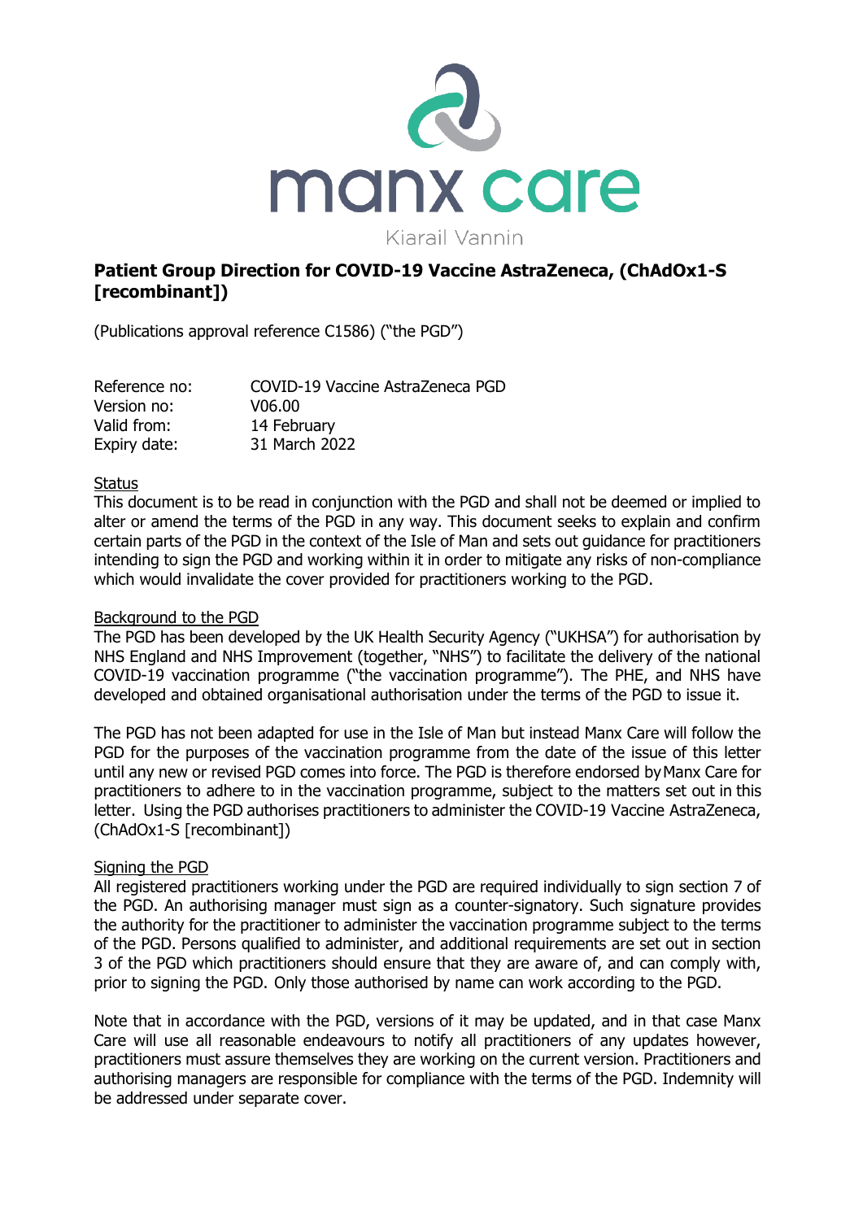manx care

Kiarail Vannin

# Patient Group Direction for COVID-19 Vaccine AstraZeneca, (ChAdOx1-S [recombinant])

(Publications approval reference C1586) ("the PGD")

| | |
|---|---|
| Reference no: | COVID-19 Vaccine AstraZeneca PGD |
| Version no: | V06.00 |
| Valid from: | 14 February |
| Expiry date: | 31 March 2022 |

## Status

This document is to be read in conjunction with the PGD and shall not be deemed or implied to alter or amend the terms of the PGD in any way. This document seeks to explain and confirm certain parts of the PGD in the context of the Isle of Man and sets out guidance for practitioners intending to sign the PGD and working within it in order to mitigate any risks of non-compliance which would invalidate the cover provided for practitioners working to the PGD.

## Background to the PGD

The PGD has been developed by the UK Health Security Agency ("UKHSA") for authorisation by NHS England and NHS Improvement (together, "NHS") to facilitate the delivery of the national COVID-19 vaccination programme ("the vaccination programme"). The PHE, and NHS have developed and obtained organisational authorisation under the terms of the PGD to issue it.

The PGD has not been adapted for use in the Isle of Man but instead Manx Care will follow the PGD for the purposes of the vaccination programme from the date of the issue of this letter until any new or revised PGD comes into force. The PGD is therefore endorsed by Manx Care for practitioners to adhere to in the vaccination programme, subject to the matters set out in this letter. Using the PGD authorises practitioners to administer the COVID-19 Vaccine AstraZeneca, (ChAdOx1-S [recombinant])

## Signing the PGD

All registered practitioners working under the PGD are required individually to sign section 7 of the PGD. An authorising manager must sign as a counter-signatory. Such signature provides the authority for the practitioner to administer the vaccination programme subject to the terms of the PGD. Persons qualified to administer, and additional requirements are set out in section 3 of the PGD which practitioners should ensure that they are aware of, and can comply with, prior to signing the PGD. Only those authorised by name can work according to the PGD.

Note that in accordance with the PGD, versions of it may be updated, and in that case Manx Care will use all reasonable endeavours to notify all practitioners of any updates however, practitioners must assure themselves they are working on the current version. Practitioners and authorising managers are responsible for compliance with the terms of the PGD. Indemnity will be addressed under separate cover.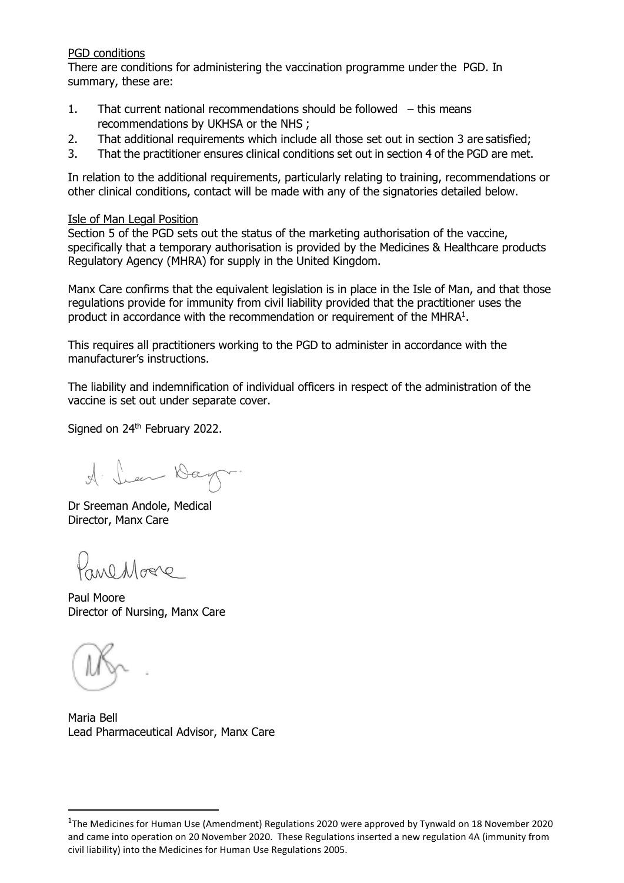PGD conditions

There are conditions for administering the vaccination programme under the PGD. In summary, these are:

1. That current national recommendations should be followed – this means recommendations by UKHSA or the NHS ;
2. That additional requirements which include all those set out in section 3 are satisfied;
3. That the practitioner ensures clinical conditions set out in section 4 of the PGD are met.

In relation to the additional requirements, particularly relating to training, recommendations or other clinical conditions, contact will be made with any of the signatories detailed below.

Isle of Man Legal Position

Section 5 of the PGD sets out the status of the marketing authorisation of the vaccine, specifically that a temporary authorisation is provided by the Medicines & Healthcare products Regulatory Agency (MHRA) for supply in the United Kingdom.

Manx Care confirms that the equivalent legislation is in place in the Isle of Man, and that those regulations provide for immunity from civil liability provided that the practitioner uses the product in accordance with the recommendation or requirement of the MHRA[1].

This requires all practitioners working to the PGD to administer in accordance with the manufacturer's instructions.

The liability and indemnification of individual officers in respect of the administration of the vaccine is set out under separate cover.

Signed on 24th February 2022.

Dr Sreeman Andole, Medical Director, Manx Care

Paul Moore
Director of Nursing, Manx Care

Maria Bell
Lead Pharmaceutical Advisor, Manx Care

[1] The Medicines for Human Use (Amendment) Regulations 2020 were approved by Tynwald on 18 November 2020 and came into operation on 20 November 2020. These Regulations inserted a new regulation 4A (immunity from civil liability) into the Medicines for Human Use Regulations 2005.